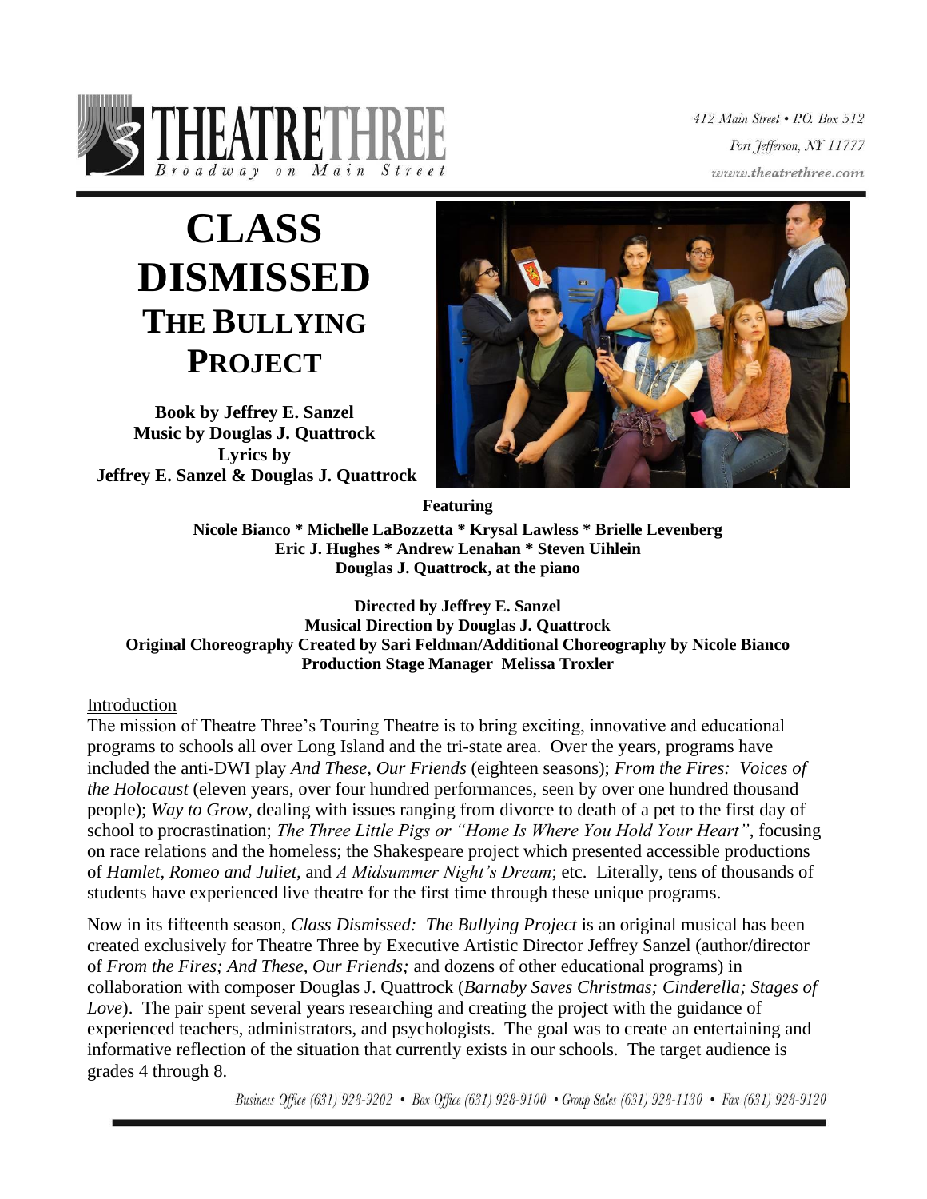THEATRETHREE
Broadway on Main Street

412 Main Street • P.O. Box 512
Port Jefferson, NY 11777
www.theatrethree.com

# CLASS DISMISSED
## THE BULLYING PROJECT

**Book by Jeffrey E. Sanzel**
**Music by Douglas J. Quattrock**
**Lyrics by**
**Jeffrey E. Sanzel & Douglas J. Quattrock**

**Featuring**

**Nicole Bianco * Michelle LaBozzetta * Krysal Lawless * Brielle Levenberg**
**Eric J. Hughes * Andrew Lenahan * Steven Uihlein**
**Douglas J. Quattrock, at the piano**

**Directed by Jeffrey E. Sanzel**
**Musical Direction by Douglas J. Quattrock**
**Original Choreography Created by Sari Feldman/Additional Choreography by Nicole Bianco**
**Production Stage Manager Melissa Troxler**

## Introduction

The mission of Theatre Three's Touring Theatre is to bring exciting, innovative and educational programs to schools all over Long Island and the tri-state area. Over the years, programs have included the anti-DWI play *And These, Our Friends* (eighteen seasons); *From the Fires: Voices of the Holocaust* (eleven years, over four hundred performances, seen by over one hundred thousand people); *Way to Grow*, dealing with issues ranging from divorce to death of a pet to the first day of school to procrastination; *The Three Little Pigs or "Home Is Where You Hold Your Heart"*, focusing on race relations and the homeless; the Shakespeare project which presented accessible productions of *Hamlet, Romeo and Juliet,* and *A Midsummer Night's Dream*; etc. Literally, tens of thousands of students have experienced live theatre for the first time through these unique programs.

Now in its fifteenth season, *Class Dismissed: The Bullying Project* is an original musical has been created exclusively for Theatre Three by Executive Artistic Director Jeffrey Sanzel (author/director of *From the Fires; And These, Our Friends;* and dozens of other educational programs) in collaboration with composer Douglas J. Quattrock (*Barnaby Saves Christmas; Cinderella; Stages of Love*). The pair spent several years researching and creating the project with the guidance of experienced teachers, administrators, and psychologists. The goal was to create an entertaining and informative reflection of the situation that currently exists in our schools. The target audience is grades 4 through 8.

Business Office (631) 928-9202 • Box Office (631) 928-9100 • Group Sales (631) 928-1130 • Fax (631) 928-9120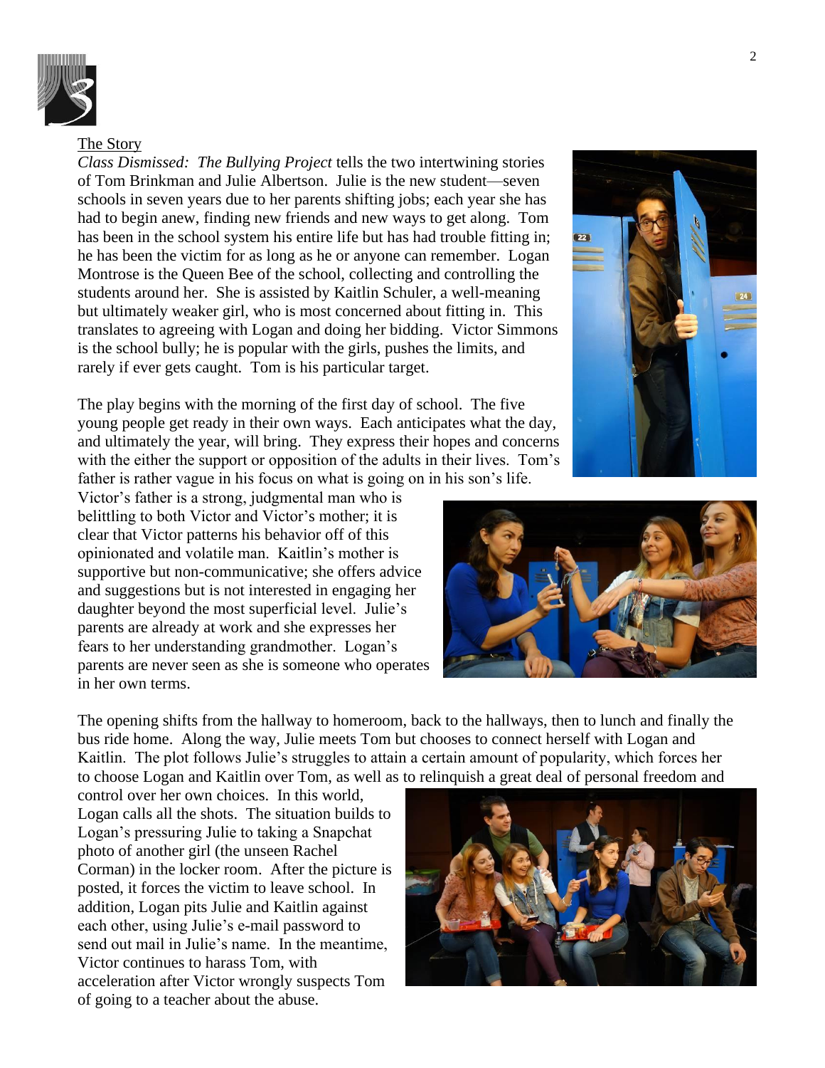## The Story

*Class Dismissed: The Bullying Project* tells the two intertwining stories of Tom Brinkman and Julie Albertson. Julie is the new student—seven schools in seven years due to her parents shifting jobs; each year she has had to begin anew, finding new friends and new ways to get along. Tom has been in the school system his entire life but has had trouble fitting in; he has been the victim for as long as he or anyone can remember. Logan Montrose is the Queen Bee of the school, collecting and controlling the students around her. She is assisted by Kaitlin Schuler, a well-meaning but ultimately weaker girl, who is most concerned about fitting in. This translates to agreeing with Logan and doing her bidding. Victor Simmons is the school bully; he is popular with the girls, pushes the limits, and rarely if ever gets caught. Tom is his particular target.

The play begins with the morning of the first day of school. The five young people get ready in their own ways. Each anticipates what the day, and ultimately the year, will bring. They express their hopes and concerns with the either the support or opposition of the adults in their lives. Tom's father is rather vague in his focus on what is going on in his son's life. Victor's father is a strong, judgmental man who is belittling to both Victor and Victor's mother; it is clear that Victor patterns his behavior off of this opinionated and volatile man. Kaitlin's mother is supportive but non-communicative; she offers advice and suggestions but is not interested in engaging her daughter beyond the most superficial level. Julie's parents are already at work and she expresses her fears to her understanding grandmother. Logan's parents are never seen as she is someone who operates in her own terms.

The opening shifts from the hallway to homeroom, back to the hallways, then to lunch and finally the bus ride home. Along the way, Julie meets Tom but chooses to connect herself with Logan and Kaitlin. The plot follows Julie's struggles to attain a certain amount of popularity, which forces her to choose Logan and Kaitlin over Tom, as well as to relinquish a great deal of personal freedom and control over her own choices. In this world, Logan calls all the shots. The situation builds to Logan's pressuring Julie to taking a Snapchat photo of another girl (the unseen Rachel Corman) in the locker room. After the picture is posted, it forces the victim to leave school. In addition, Logan pits Julie and Kaitlin against each other, using Julie's e-mail password to send out mail in Julie's name. In the meantime, Victor continues to harass Tom, with acceleration after Victor wrongly suspects Tom of going to a teacher about the abuse.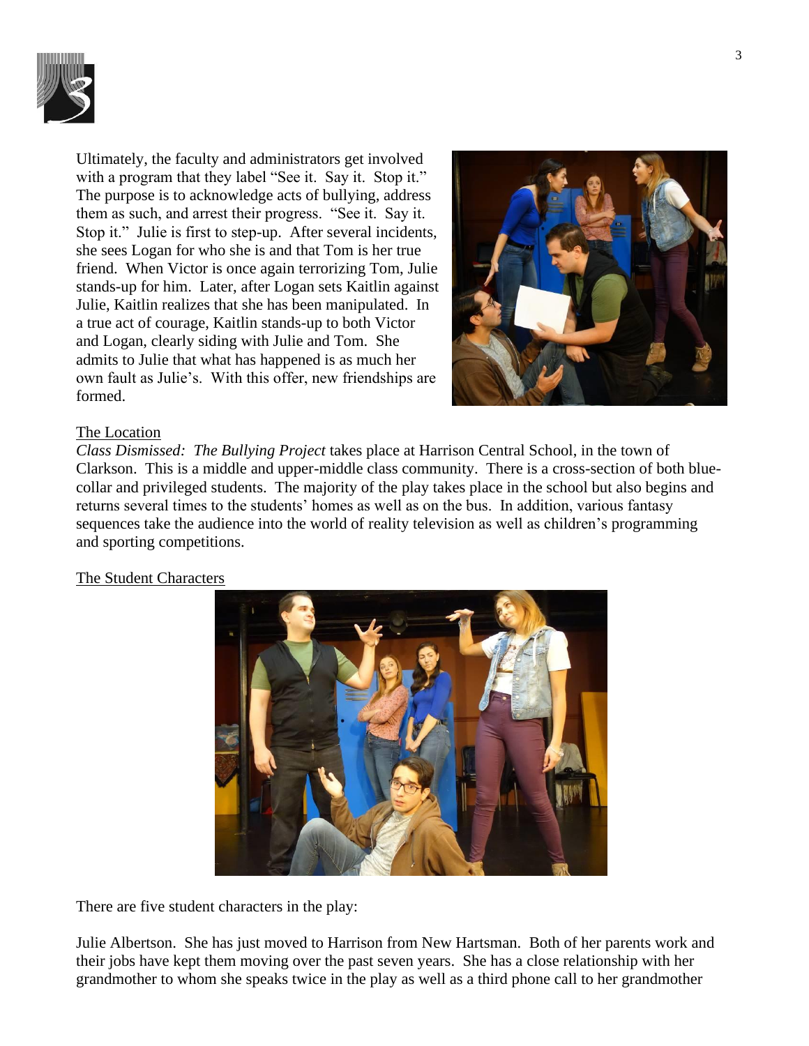Ultimately, the faculty and administrators get involved with a program that they label "See it. Say it. Stop it." The purpose is to acknowledge acts of bullying, address them as such, and arrest their progress. "See it. Say it. Stop it." Julie is first to step-up. After several incidents, she sees Logan for who she is and that Tom is her true friend. When Victor is once again terrorizing Tom, Julie stands-up for him. Later, after Logan sets Kaitlin against Julie, Kaitlin realizes that she has been manipulated. In a true act of courage, Kaitlin stands-up to both Victor and Logan, clearly siding with Julie and Tom. She admits to Julie that what has happened is as much her own fault as Julie's. With this offer, new friendships are formed.

The Location

*Class Dismissed: The Bullying Project* takes place at Harrison Central School, in the town of Clarkson. This is a middle and upper-middle class community. There is a cross-section of both blue-collar and privileged students. The majority of the play takes place in the school but also begins and returns several times to the students' homes as well as on the bus. In addition, various fantasy sequences take the audience into the world of reality television as well as children's programming and sporting competitions.

The Student Characters

There are five student characters in the play:

Julie Albertson. She has just moved to Harrison from New Hartsman. Both of her parents work and their jobs have kept them moving over the past seven years. She has a close relationship with her grandmother to whom she speaks twice in the play as well as a third phone call to her grandmother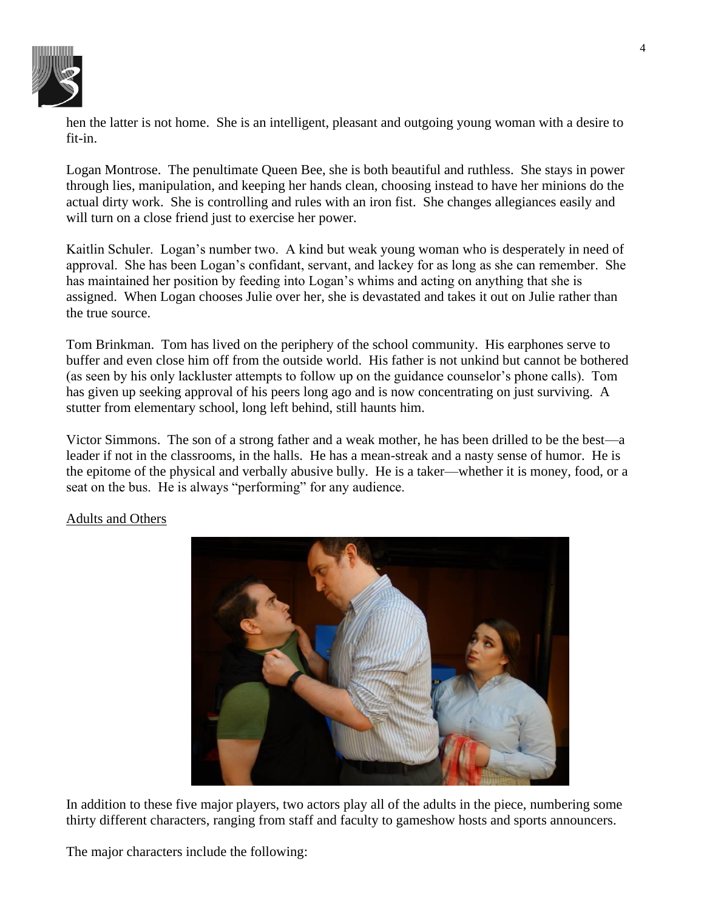hen the latter is not home. She is an intelligent, pleasant and outgoing young woman with a desire to fit-in.

Logan Montrose. The penultimate Queen Bee, she is both beautiful and ruthless. She stays in power through lies, manipulation, and keeping her hands clean, choosing instead to have her minions do the actual dirty work. She is controlling and rules with an iron fist. She changes allegiances easily and will turn on a close friend just to exercise her power.

Kaitlin Schuler. Logan's number two. A kind but weak young woman who is desperately in need of approval. She has been Logan's confidant, servant, and lackey for as long as she can remember. She has maintained her position by feeding into Logan's whims and acting on anything that she is assigned. When Logan chooses Julie over her, she is devastated and takes it out on Julie rather than the true source.

Tom Brinkman. Tom has lived on the periphery of the school community. His earphones serve to buffer and even close him off from the outside world. His father is not unkind but cannot be bothered (as seen by his only lackluster attempts to follow up on the guidance counselor's phone calls). Tom has given up seeking approval of his peers long ago and is now concentrating on just surviving. A stutter from elementary school, long left behind, still haunts him.

Victor Simmons. The son of a strong father and a weak mother, he has been drilled to be the best—a leader if not in the classrooms, in the halls. He has a mean-streak and a nasty sense of humor. He is the epitome of the physical and verbally abusive bully. He is a taker—whether it is money, food, or a seat on the bus. He is always "performing" for any audience.

<u>Adults and Others</u>

In addition to these five major players, two actors play all of the adults in the piece, numbering some thirty different characters, ranging from staff and faculty to gameshow hosts and sports announcers.

The major characters include the following: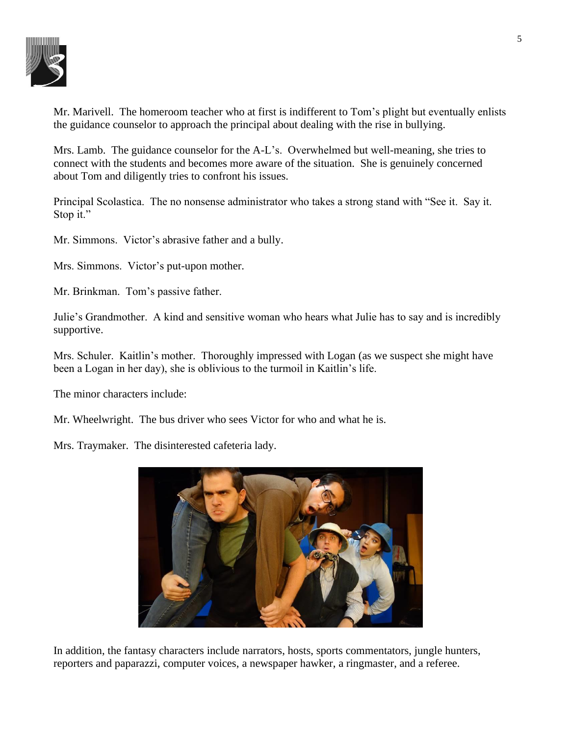Mr. Marivell. The homeroom teacher who at first is indifferent to Tom's plight but eventually enlists the guidance counselor to approach the principal about dealing with the rise in bullying.

Mrs. Lamb. The guidance counselor for the A-L's. Overwhelmed but well-meaning, she tries to connect with the students and becomes more aware of the situation. She is genuinely concerned about Tom and diligently tries to confront his issues.

Principal Scolastica. The no nonsense administrator who takes a strong stand with "See it. Say it. Stop it."

Mr. Simmons. Victor's abrasive father and a bully.

Mrs. Simmons. Victor's put-upon mother.

Mr. Brinkman. Tom's passive father.

Julie's Grandmother. A kind and sensitive woman who hears what Julie has to say and is incredibly supportive.

Mrs. Schuler. Kaitlin's mother. Thoroughly impressed with Logan (as we suspect she might have been a Logan in her day), she is oblivious to the turmoil in Kaitlin's life.

The minor characters include:

Mr. Wheelwright. The bus driver who sees Victor for who and what he is.

Mrs. Traymaker. The disinterested cafeteria lady.

In addition, the fantasy characters include narrators, hosts, sports commentators, jungle hunters, reporters and paparazzi, computer voices, a newspaper hawker, a ringmaster, and a referee.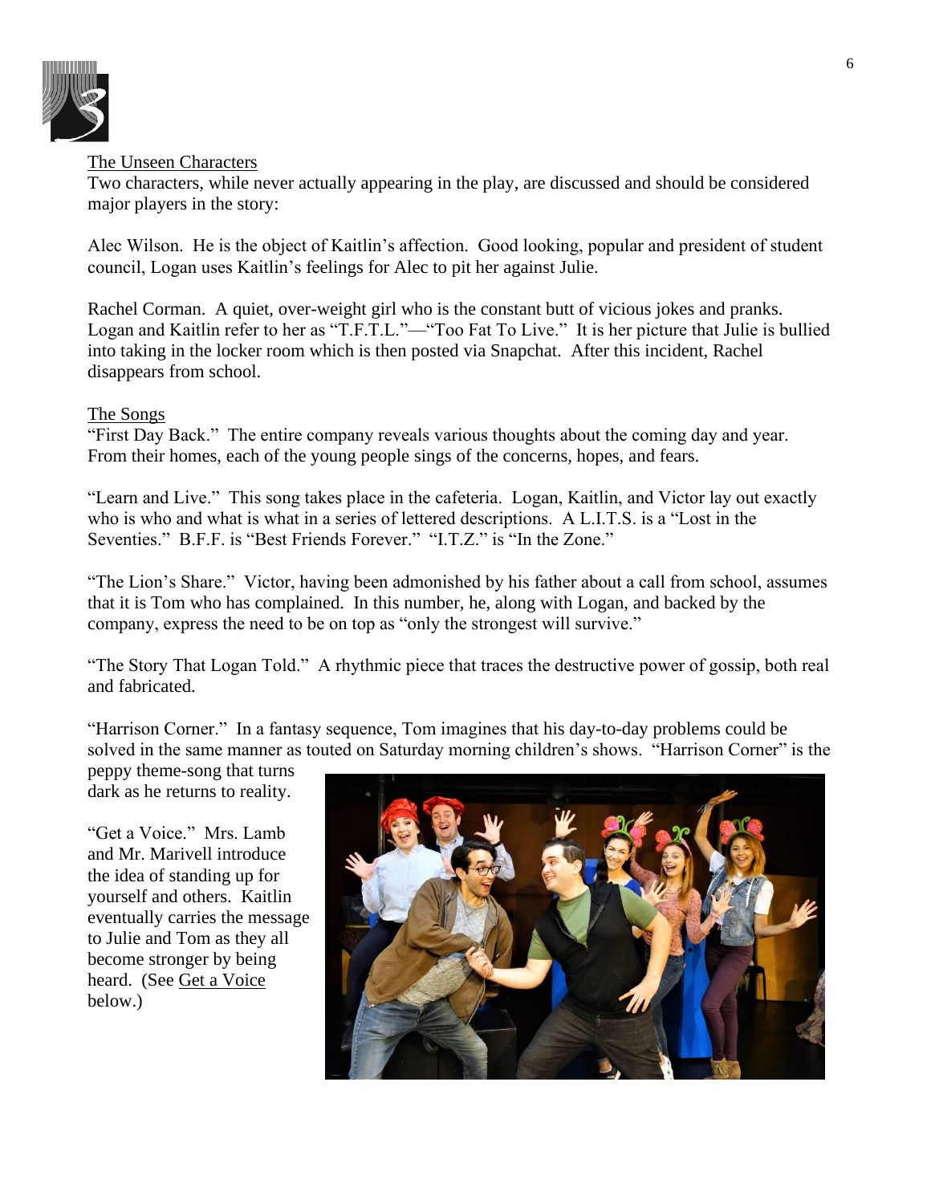The Unseen Characters

Two characters, while never actually appearing in the play, are discussed and should be considered major players in the story:

Alec Wilson. He is the object of Kaitlin's affection. Good looking, popular and president of student council, Logan uses Kaitlin's feelings for Alec to pit her against Julie.

Rachel Corman. A quiet, over-weight girl who is the constant butt of vicious jokes and pranks. Logan and Kaitlin refer to her as "T.F.T.L."—"Too Fat To Live." It is her picture that Julie is bullied into taking in the locker room which is then posted via Snapchat. After this incident, Rachel disappears from school.

The Songs

"First Day Back." The entire company reveals various thoughts about the coming day and year. From their homes, each of the young people sings of the concerns, hopes, and fears.

"Learn and Live." This song takes place in the cafeteria. Logan, Kaitlin, and Victor lay out exactly who is who and what is what in a series of lettered descriptions. A L.I.T.S. is a "Lost in the Seventies." B.F.F. is "Best Friends Forever." "I.T.Z." is "In the Zone."

"The Lion's Share." Victor, having been admonished by his father about a call from school, assumes that it is Tom who has complained. In this number, he, along with Logan, and backed by the company, express the need to be on top as "only the strongest will survive."

"The Story That Logan Told." A rhythmic piece that traces the destructive power of gossip, both real and fabricated.

"Harrison Corner." In a fantasy sequence, Tom imagines that his day-to-day problems could be solved in the same manner as touted on Saturday morning children's shows. "Harrison Corner" is the peppy theme-song that turns dark as he returns to reality.

"Get a Voice." Mrs. Lamb and Mr. Marivell introduce the idea of standing up for yourself and others. Kaitlin eventually carries the message to Julie and Tom as they all become stronger by being heard. (See Get a Voice below.)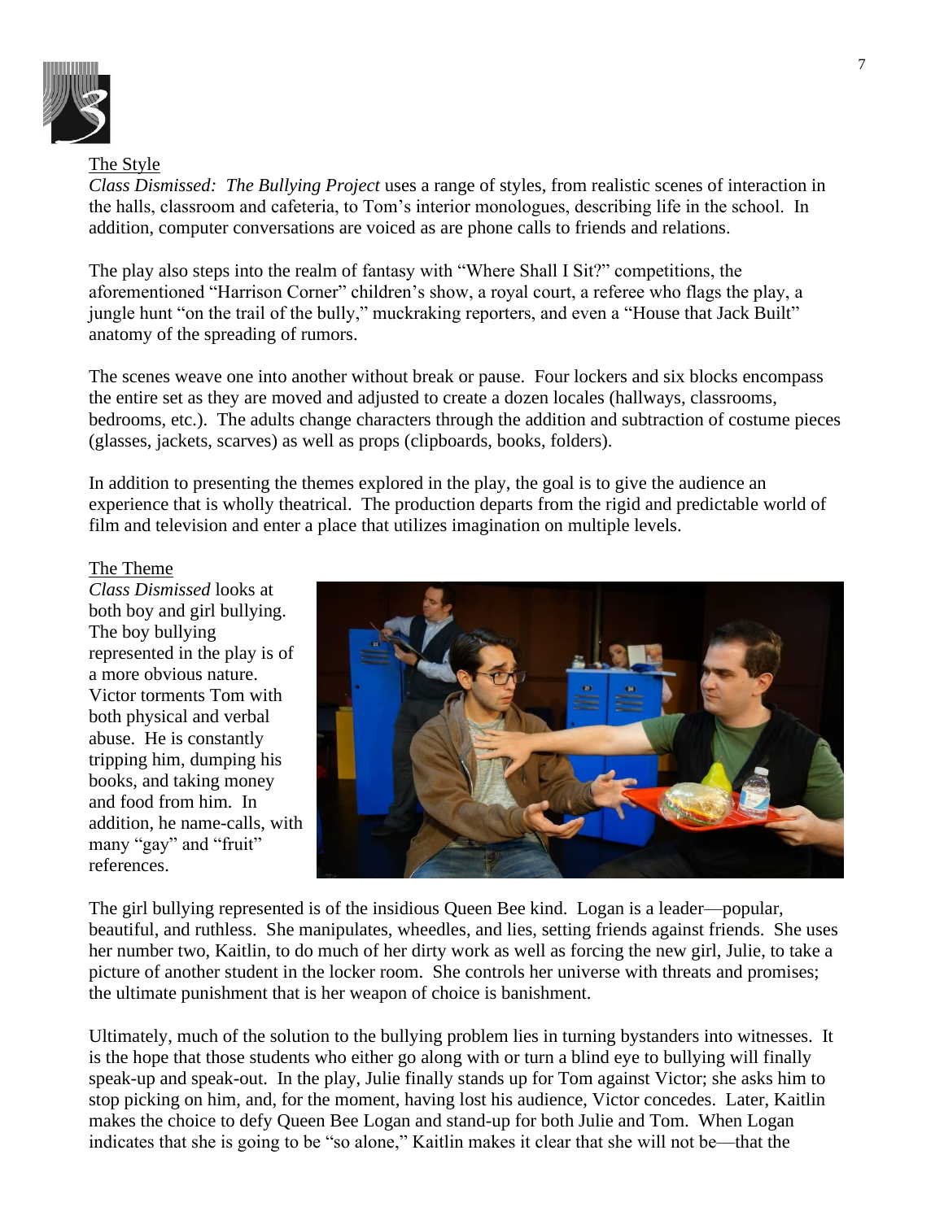## The Style

*Class Dismissed: The Bullying Project* uses a range of styles, from realistic scenes of interaction in the halls, classroom and cafeteria, to Tom's interior monologues, describing life in the school. In addition, computer conversations are voiced as are phone calls to friends and relations.

The play also steps into the realm of fantasy with "Where Shall I Sit?" competitions, the aforementioned "Harrison Corner" children's show, a royal court, a referee who flags the play, a jungle hunt "on the trail of the bully," muckraking reporters, and even a "House that Jack Built" anatomy of the spreading of rumors.

The scenes weave one into another without break or pause. Four lockers and six blocks encompass the entire set as they are moved and adjusted to create a dozen locales (hallways, classrooms, bedrooms, etc.). The adults change characters through the addition and subtraction of costume pieces (glasses, jackets, scarves) as well as props (clipboards, books, folders).

In addition to presenting the themes explored in the play, the goal is to give the audience an experience that is wholly theatrical. The production departs from the rigid and predictable world of film and television and enter a place that utilizes imagination on multiple levels.

## The Theme

*Class Dismissed* looks at both boy and girl bullying. The boy bullying represented in the play is of a more obvious nature. Victor torments Tom with both physical and verbal abuse. He is constantly tripping him, dumping his books, and taking money and food from him. In addition, he name-calls, with many "gay" and "fruit" references.

The girl bullying represented is of the insidious Queen Bee kind. Logan is a leader—popular, beautiful, and ruthless. She manipulates, wheedles, and lies, setting friends against friends. She uses her number two, Kaitlin, to do much of her dirty work as well as forcing the new girl, Julie, to take a picture of another student in the locker room. She controls her universe with threats and promises; the ultimate punishment that is her weapon of choice is banishment.

Ultimately, much of the solution to the bullying problem lies in turning bystanders into witnesses. It is the hope that those students who either go along with or turn a blind eye to bullying will finally speak-up and speak-out. In the play, Julie finally stands up for Tom against Victor; she asks him to stop picking on him, and, for the moment, having lost his audience, Victor concedes. Later, Kaitlin makes the choice to defy Queen Bee Logan and stand-up for both Julie and Tom. When Logan indicates that she is going to be "so alone," Kaitlin makes it clear that she will not be—that the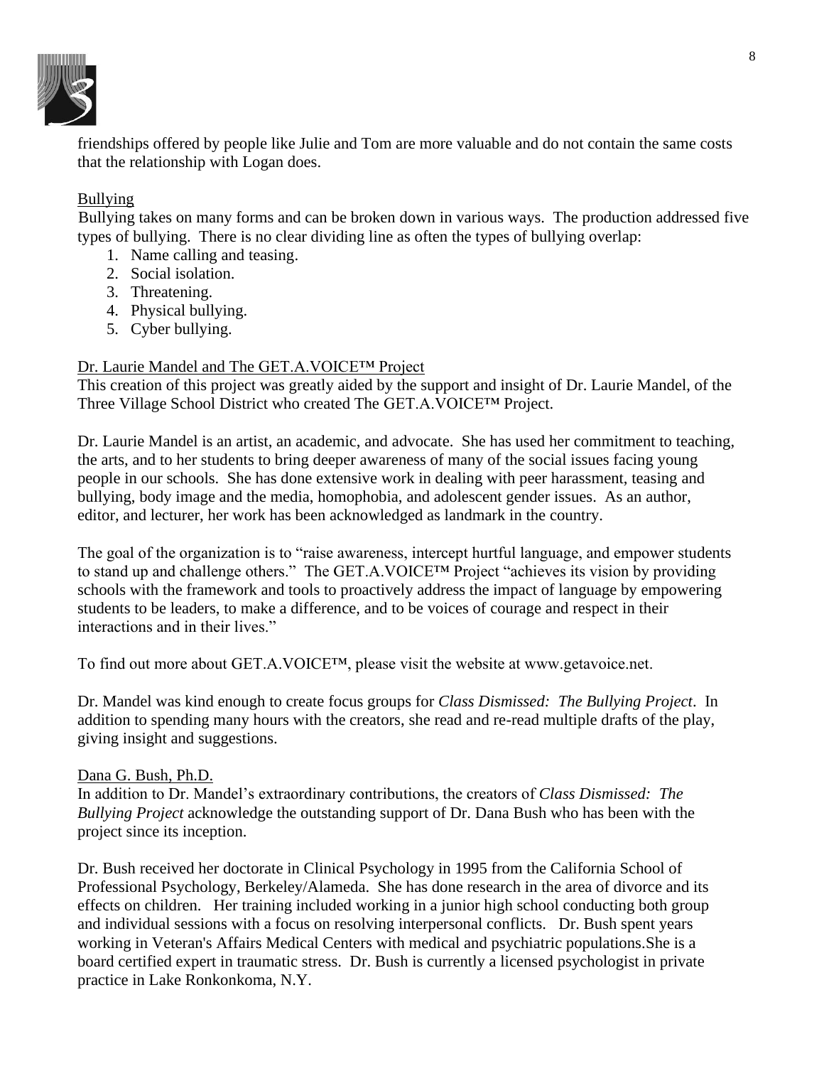friendships offered by people like Julie and Tom are more valuable and do not contain the same costs that the relationship with Logan does.

## Bullying

Bullying takes on many forms and can be broken down in various ways. The production addressed five types of bullying. There is no clear dividing line as often the types of bullying overlap:

1. Name calling and teasing.
2. Social isolation.
3. Threatening.
4. Physical bullying.
5. Cyber bullying.

## Dr. Laurie Mandel and The GET.A.VOICE™ Project

This creation of this project was greatly aided by the support and insight of Dr. Laurie Mandel, of the Three Village School District who created The GET.A.VOICE™ Project.

Dr. Laurie Mandel is an artist, an academic, and advocate. She has used her commitment to teaching, the arts, and to her students to bring deeper awareness of many of the social issues facing young people in our schools. She has done extensive work in dealing with peer harassment, teasing and bullying, body image and the media, homophobia, and adolescent gender issues. As an author, editor, and lecturer, her work has been acknowledged as landmark in the country.

The goal of the organization is to "raise awareness, intercept hurtful language, and empower students to stand up and challenge others." The GET.A.VOICE™ Project "achieves its vision by providing schools with the framework and tools to proactively address the impact of language by empowering students to be leaders, to make a difference, and to be voices of courage and respect in their interactions and in their lives."

To find out more about GET.A.VOICE™, please visit the website at www.getavoice.net.

Dr. Mandel was kind enough to create focus groups for *Class Dismissed: The Bullying Project*. In addition to spending many hours with the creators, she read and re-read multiple drafts of the play, giving insight and suggestions.

## Dana G. Bush, Ph.D.

In addition to Dr. Mandel's extraordinary contributions, the creators of *Class Dismissed: The Bullying Project* acknowledge the outstanding support of Dr. Dana Bush who has been with the project since its inception.

Dr. Bush received her doctorate in Clinical Psychology in 1995 from the California School of Professional Psychology, Berkeley/Alameda. She has done research in the area of divorce and its effects on children. Her training included working in a junior high school conducting both group and individual sessions with a focus on resolving interpersonal conflicts. Dr. Bush spent years working in Veteran's Affairs Medical Centers with medical and psychiatric populations.She is a board certified expert in traumatic stress. Dr. Bush is currently a licensed psychologist in private practice in Lake Ronkonkoma, N.Y.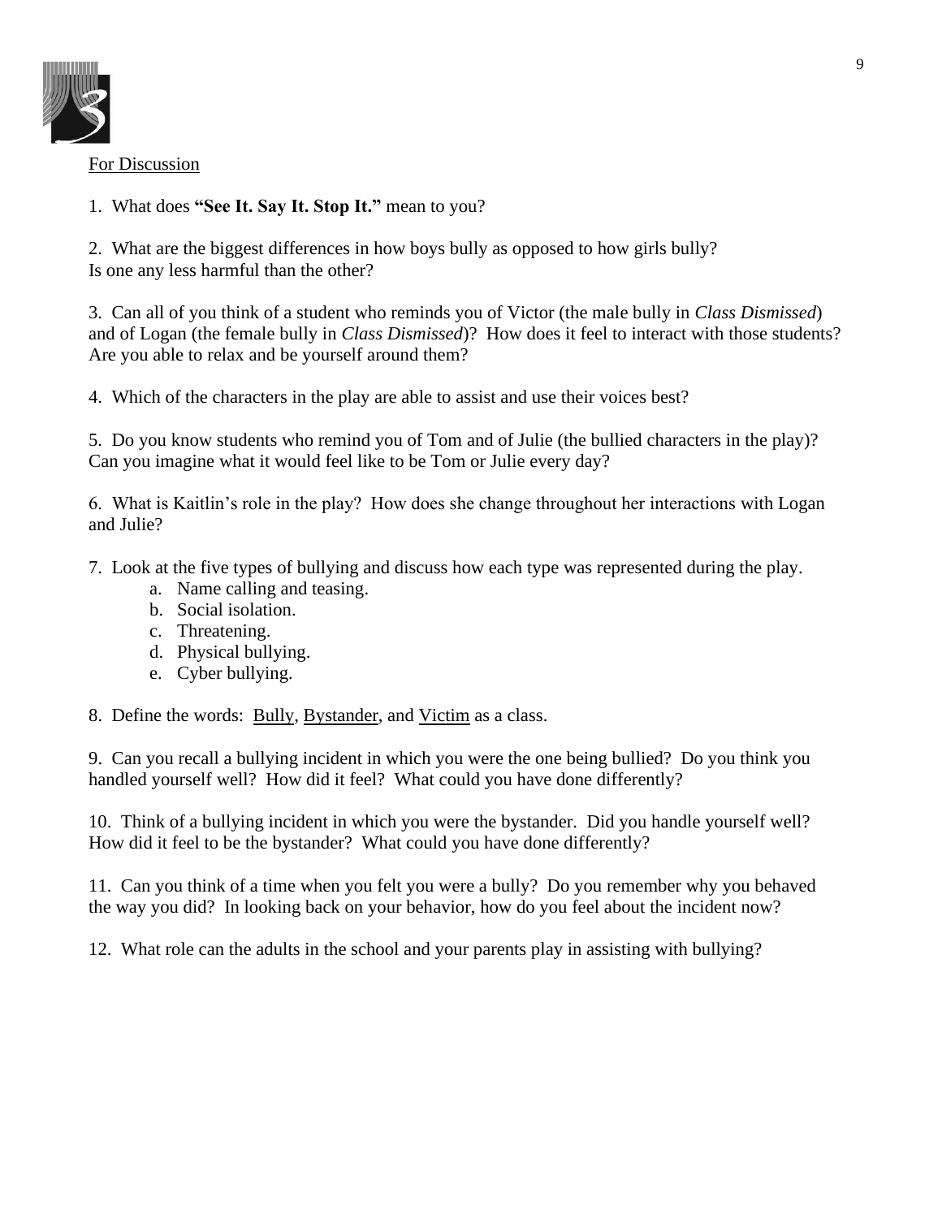For Discussion

1. What does **"See It. Say It. Stop It."** mean to you?

2. What are the biggest differences in how boys bully as opposed to how girls bully? Is one any less harmful than the other?

3. Can all of you think of a student who reminds you of Victor (the male bully in *Class Dismissed*) and of Logan (the female bully in *Class Dismissed*)? How does it feel to interact with those students? Are you able to relax and be yourself around them?

4. Which of the characters in the play are able to assist and use their voices best?

5. Do you know students who remind you of Tom and of Julie (the bullied characters in the play)? Can you imagine what it would feel like to be Tom or Julie every day?

6. What is Kaitlin's role in the play? How does she change throughout her interactions with Logan and Julie?

7. Look at the five types of bullying and discuss how each type was represented during the play.
   a. Name calling and teasing.
   b. Social isolation.
   c. Threatening.
   d. Physical bullying.
   e. Cyber bullying.

8. Define the words: Bully, Bystander, and Victim as a class.

9. Can you recall a bullying incident in which you were the one being bullied? Do you think you handled yourself well? How did it feel? What could you have done differently?

10. Think of a bullying incident in which you were the bystander. Did you handle yourself well? How did it feel to be the bystander? What could you have done differently?

11. Can you think of a time when you felt you were a bully? Do you remember why you behaved the way you did? In looking back on your behavior, how do you feel about the incident now?

12. What role can the adults in the school and your parents play in assisting with bullying?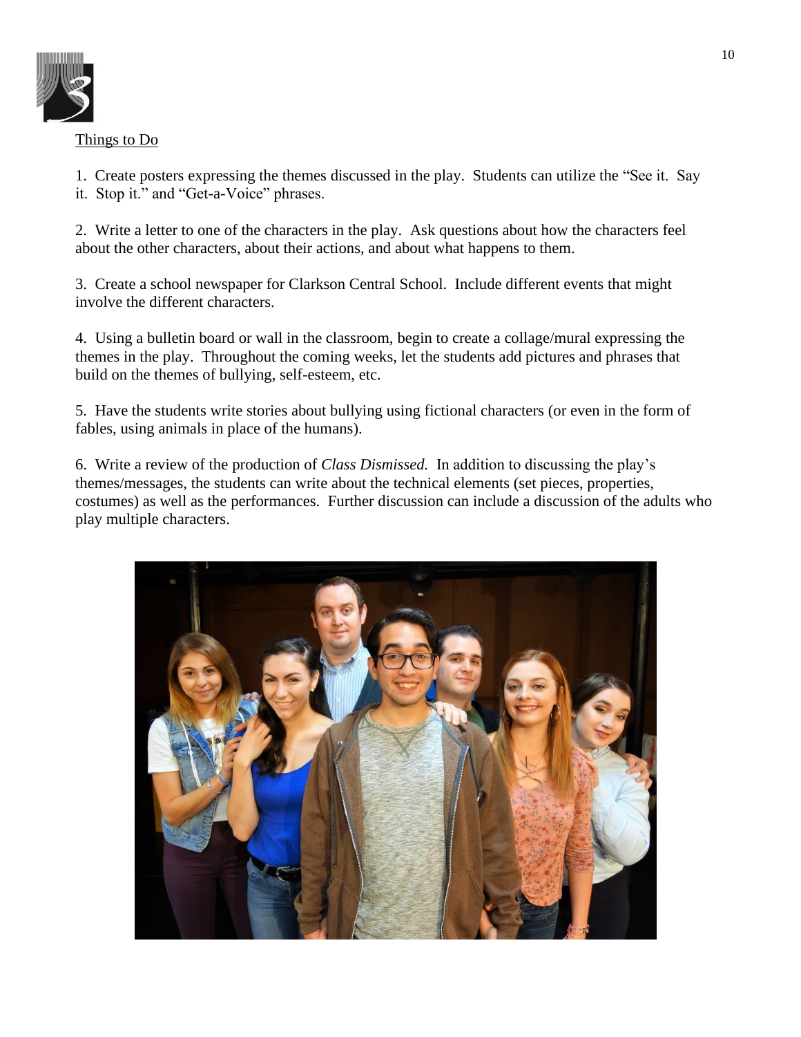Things to Do

1. Create posters expressing the themes discussed in the play. Students can utilize the "See it. Say it. Stop it." and "Get-a-Voice" phrases.

2. Write a letter to one of the characters in the play. Ask questions about how the characters feel about the other characters, about their actions, and about what happens to them.

3. Create a school newspaper for Clarkson Central School. Include different events that might involve the different characters.

4. Using a bulletin board or wall in the classroom, begin to create a collage/mural expressing the themes in the play. Throughout the coming weeks, let the students add pictures and phrases that build on the themes of bullying, self-esteem, etc.

5. Have the students write stories about bullying using fictional characters (or even in the form of fables, using animals in place of the humans).

6. Write a review of the production of *Class Dismissed.* In addition to discussing the play's themes/messages, the students can write about the technical elements (set pieces, properties, costumes) as well as the performances. Further discussion can include a discussion of the adults who play multiple characters.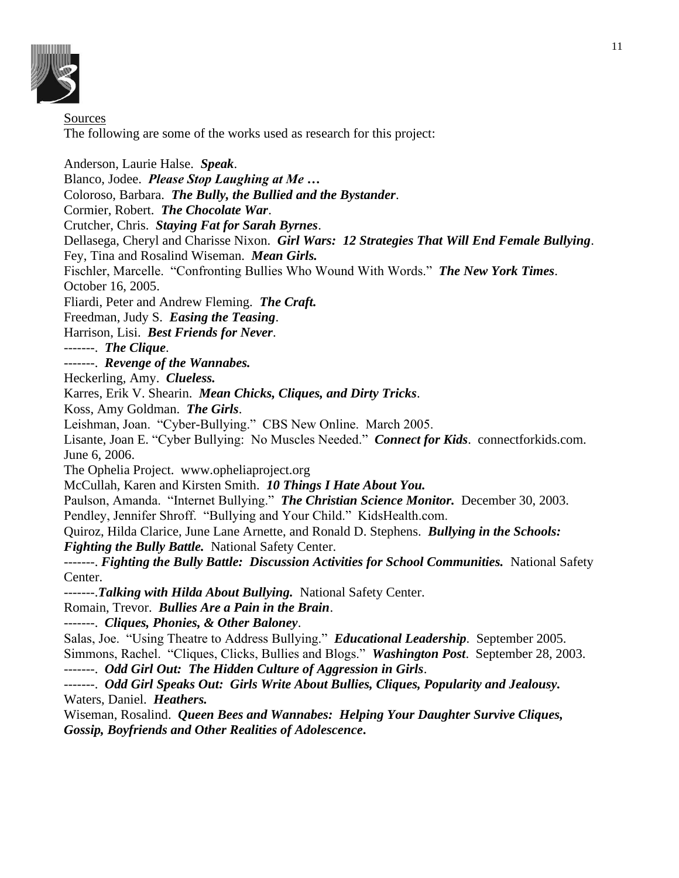<u>Sources</u>

The following are some of the works used as research for this project:

Anderson, Laurie Halse. ***Speak***.
Blanco, Jodee. ***Please Stop Laughing at Me …***
Coloroso, Barbara. ***The Bully, the Bullied and the Bystander***.
Cormier, Robert. ***The Chocolate War***.
Crutcher, Chris. ***Staying Fat for Sarah Byrnes***.
Dellasega, Cheryl and Charisse Nixon. ***Girl Wars: 12 Strategies That Will End Female Bullying***.
Fey, Tina and Rosalind Wiseman. ***Mean Girls.***
Fischler, Marcelle. "Confronting Bullies Who Wound With Words." ***The New York Times***. October 16, 2005.
Fliardi, Peter and Andrew Fleming. ***The Craft.***
Freedman, Judy S. ***Easing the Teasing***.
Harrison, Lisi. ***Best Friends for Never***.
-------. ***The Clique***.
-------. ***Revenge of the Wannabes.***
Heckerling, Amy. ***Clueless.***
Karres, Erik V. Shearin. ***Mean Chicks, Cliques, and Dirty Tricks***.
Koss, Amy Goldman. ***The Girls***.
Leishman, Joan. "Cyber-Bullying." CBS New Online. March 2005.
Lisante, Joan E. "Cyber Bullying: No Muscles Needed." ***Connect for Kids***. connectforkids.com. June 6, 2006.
The Ophelia Project. www.opheliaproject.org
McCullah, Karen and Kirsten Smith. ***10 Things I Hate About You.***
Paulson, Amanda. "Internet Bullying." ***The Christian Science Monitor.*** December 30, 2003.
Pendley, Jennifer Shroff. "Bullying and Your Child." KidsHealth.com.
Quiroz, Hilda Clarice, June Lane Arnette, and Ronald D. Stephens. ***Bullying in the Schools: Fighting the Bully Battle.*** National Safety Center.
-------. ***Fighting the Bully Battle: Discussion Activities for School Communities.*** National Safety Center.
-------.***Talking with Hilda About Bullying.*** National Safety Center.
Romain, Trevor. ***Bullies Are a Pain in the Brain***.
-------. ***Cliques, Phonies, & Other Baloney***.
Salas, Joe. "Using Theatre to Address Bullying." ***Educational Leadership***. September 2005.
Simmons, Rachel. "Cliques, Clicks, Bullies and Blogs." ***Washington Post***. September 28, 2003.
-------. ***Odd Girl Out: The Hidden Culture of Aggression in Girls***.
-------. ***Odd Girl Speaks Out: Girls Write About Bullies, Cliques, Popularity and Jealousy.***
Waters, Daniel. ***Heathers.***
Wiseman, Rosalind. ***Queen Bees and Wannabes: Helping Your Daughter Survive Cliques, Gossip, Boyfriends and Other Realities of Adolescence.***